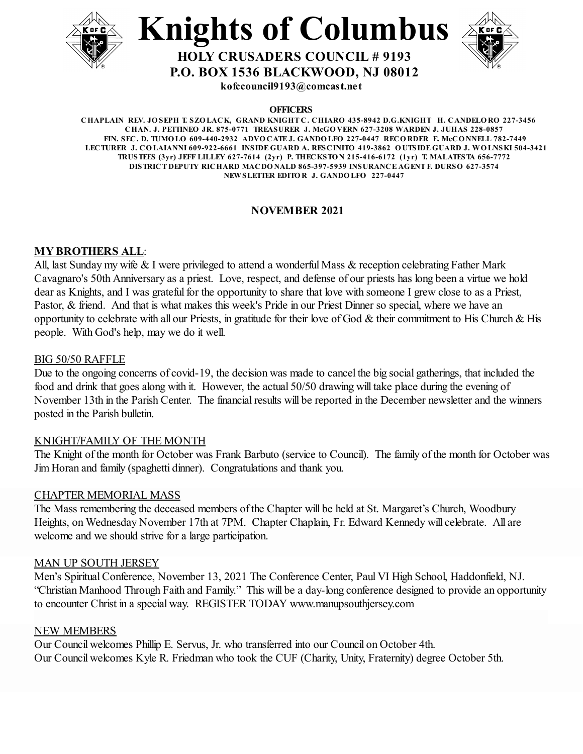# Knights of Columbus

**HOLY CRUSADERS COUNCIL # 9193**
**P.O. BOX 1536 BLACKWOOD, NJ 08012**
**kofccouncil9193@comcast.net**

**OFFICERS**

**CHAPLAIN REV. JOSEPH T. SZOLACK, GRAND KNIGHT C. CHIARO 435-8942 D.G.KNIGHT H. CANDELORO 227-3456**
**CHAN. J. PETTINEO JR. 875-0771 TREASURER J. McGOVERN 627-3208 WARDEN J. JUHAS 228-0857**
**FIN. SEC. D. TUMOLO 609-440-2932 ADVOCATE J. GANDOLFO 227-0447 RECORDER E. McCONNELL 782-7449**
**LECTURER J. COLAIANNI 609-922-6661 INSIDE GUARD A. RESCINITO 419-3862 OUTSIDE GUARD J. WOLNSKI 504-3421**
**TRUSTEES (3yr) JEFF LILLEY 627-7614 (2yr) P. THECKSTON 215-416-6172 (1yr) T. MALATESTA 656-7772**
**DISTRICT DEPUTY RICHARD MACDONALD 865-397-5939 INSURANCE AGENT F. DURSO 627-3574**
**NEWSLETTER EDITOR J. GANDOLFO 227-0447**

**NOVEMBER 2021**

**MY BROTHERS ALL**:
All, last Sunday my wife & I were privileged to attend a wonderful Mass & reception celebrating Father Mark Cavagnaro's 50th Anniversary as a priest. Love, respect, and defense of our priests has long been a virtue we hold dear as Knights, and I was grateful for the opportunity to share that love with someone I grew close to as a Priest, Pastor, & friend. And that is what makes this week's Pride in our Priest Dinner so special, where we have an opportunity to celebrate with all our Priests, in gratitude for their love of God & their commitment to His Church & His people. With God's help, may we do it well.

BIG 50/50 RAFFLE
Due to the ongoing concerns of covid-19, the decision was made to cancel the big social gatherings, that included the food and drink that goes along with it. However, the actual 50/50 drawing will take place during the evening of November 13th in the Parish Center. The financial results will be reported in the December newsletter and the winners posted in the Parish bulletin.

KNIGHT/FAMILY OF THE MONTH
The Knight of the month for October was Frank Barbuto (service to Council). The family of the month for October was Jim Horan and family (spaghetti dinner). Congratulations and thank you.

CHAPTER MEMORIAL MASS
The Mass remembering the deceased members of the Chapter will be held at St. Margaret's Church, Woodbury Heights, on Wednesday November 17th at 7PM. Chapter Chaplain, Fr. Edward Kennedy will celebrate. All are welcome and we should strive for a large participation.

MAN UP SOUTH JERSEY
Men's Spiritual Conference, November 13, 2021 The Conference Center, Paul VI High School, Haddonfield, NJ. "Christian Manhood Through Faith and Family." This will be a day-long conference designed to provide an opportunity to encounter Christ in a special way. REGISTER TODAY www.manupsouthjersey.com

NEW MEMBERS
Our Council welcomes Phillip E. Servus, Jr. who transferred into our Council on October 4th.
Our Council welcomes Kyle R. Friedman who took the CUF (Charity, Unity, Fraternity) degree October 5th.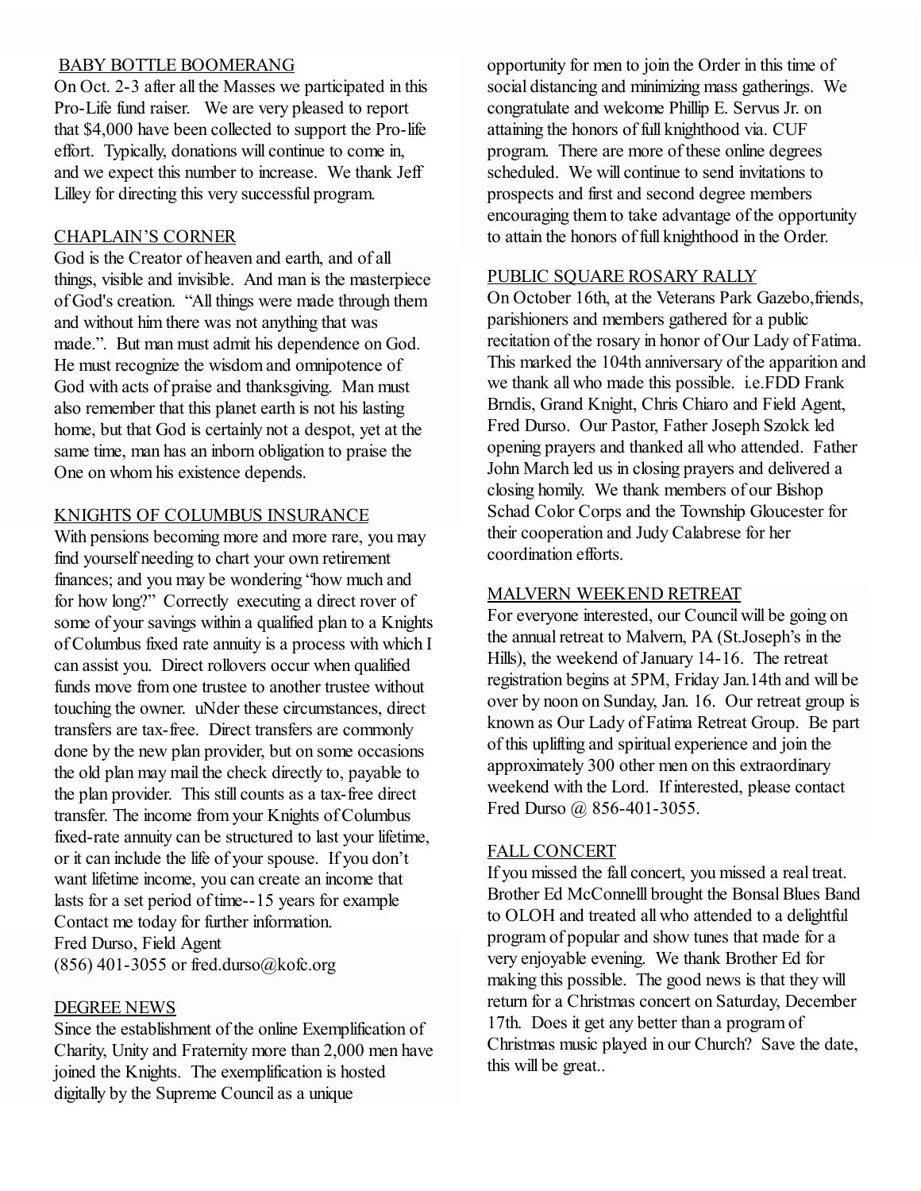## BABY BOTTLE BOOMERANG

On Oct. 2-3 after all the Masses we participated in this Pro-Life fund raiser. We are very pleased to report that $4,000 have been collected to support the Pro-life effort. Typically, donations will continue to come in, and we expect this number to increase. We thank Jeff Lilley for directing this very successful program.

## CHAPLAIN'S CORNER

God is the Creator of heaven and earth, and of all things, visible and invisible. And man is the masterpiece of God's creation. "All things were made through them and without him there was not anything that was made.". But man must admit his dependence on God. He must recognize the wisdom and omnipotence of God with acts of praise and thanksgiving. Man must also remember that this planet earth is not his lasting home, but that God is certainly not a despot, yet at the same time, man has an inborn obligation to praise the One on whom his existence depends.

## KNIGHTS OF COLUMBUS INSURANCE

With pensions becoming more and more rare, you may find yourself needing to chart your own retirement finances; and you may be wondering "how much and for how long?" Correctly executing a direct rover of some of your savings within a qualified plan to a Knights of Columbus fixed rate annuity is a process with which I can assist you. Direct rollovers occur when qualified funds move from one trustee to another trustee without touching the owner. uNder these circumstances, direct transfers are tax-free. Direct transfers are commonly done by the new plan provider, but on some occasions the old plan may mail the check directly to, payable to the plan provider. This still counts as a tax-free direct transfer. The income from your Knights of Columbus fixed-rate annuity can be structured to last your lifetime, or it can include the life of your spouse. If you don't want lifetime income, you can create an income that lasts for a set period of time--15 years for example Contact me today for further information.
Fred Durso, Field Agent
(856) 401-3055 or fred.durso@kofc.org

## DEGREE NEWS

Since the establishment of the online Exemplification of Charity, Unity and Fraternity more than 2,000 men have joined the Knights. The exemplification is hosted digitally by the Supreme Council as a unique opportunity for men to join the Order in this time of social distancing and minimizing mass gatherings. We congratulate and welcome Phillip E. Servus Jr. on attaining the honors of full knighthood via. CUF program. There are more of these online degrees scheduled. We will continue to send invitations to prospects and first and second degree members encouraging them to take advantage of the opportunity to attain the honors of full knighthood in the Order.

## PUBLIC SQUARE ROSARY RALLY

On October 16th, at the Veterans Park Gazebo,friends, parishioners and members gathered for a public recitation of the rosary in honor of Our Lady of Fatima. This marked the 104th anniversary of the apparition and we thank all who made this possible. i.e.FDD Frank Brndis, Grand Knight, Chris Chiaro and Field Agent, Fred Durso. Our Pastor, Father Joseph Szolck led opening prayers and thanked all who attended. Father John March led us in closing prayers and delivered a closing homily. We thank members of our Bishop Schad Color Corps and the Township Gloucester for their cooperation and Judy Calabrese for her coordination efforts.

## MALVERN WEEKEND RETREAT

For everyone interested, our Council will be going on the annual retreat to Malvern, PA (St.Joseph's in the Hills), the weekend of January 14-16. The retreat registration begins at 5PM, Friday Jan.14th and will be over by noon on Sunday, Jan. 16. Our retreat group is known as Our Lady of Fatima Retreat Group. Be part of this uplifting and spiritual experience and join the approximately 300 other men on this extraordinary weekend with the Lord. If interested, please contact Fred Durso @ 856-401-3055.

## FALL CONCERT

If you missed the fall concert, you missed a real treat. Brother Ed McConnelll brought the Bonsal Blues Band to OLOH and treated all who attended to a delightful program of popular and show tunes that made for a very enjoyable evening. We thank Brother Ed for making this possible. The good news is that they will return for a Christmas concert on Saturday, December 17th. Does it get any better than a program of Christmas music played in our Church? Save the date, this will be great..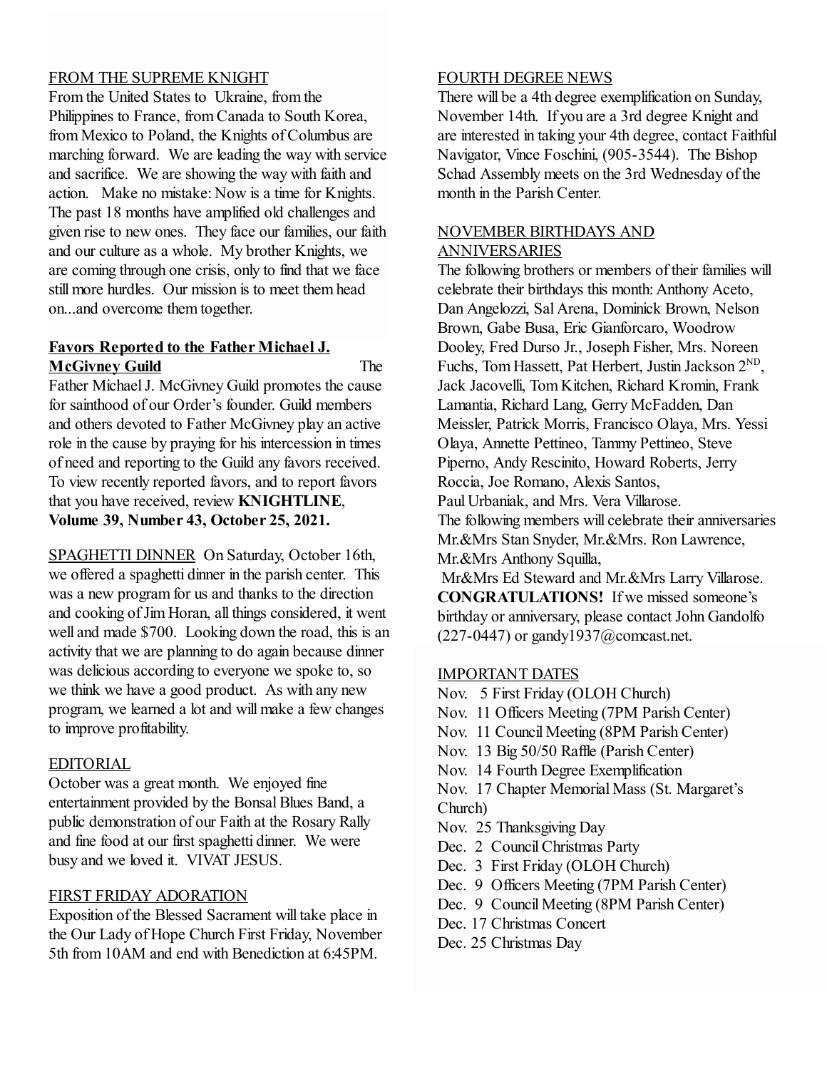## FROM THE SUPREME KNIGHT

From the United States to Ukraine, from the Philippines to France, from Canada to South Korea, from Mexico to Poland, the Knights of Columbus are marching forward. We are leading the way with service and sacrifice. We are showing the way with faith and action. Make no mistake: Now is a time for Knights. The past 18 months have amplified old challenges and given rise to new ones. They face our families, our faith and our culture as a whole. My brother Knights, we are coming through one crisis, only to find that we face still more hurdles. Our mission is to meet them head on...and overcome them together.

## Favors Reported to the Father Michael J. McGivney Guild

The Father Michael J. McGivney Guild promotes the cause for sainthood of our Order's founder. Guild members and others devoted to Father McGivney play an active role in the cause by praying for his intercession in times of need and reporting to the Guild any favors received. To view recently reported favors, and to report favors that you have received, review **KNIGHTLINE**, **Volume 39, Number 43, October 25, 2021.**

## SPAGHETTI DINNER

On Saturday, October 16th, we offered a spaghetti dinner in the parish center. This was a new program for us and thanks to the direction and cooking of Jim Horan, all things considered, it went well and made $700. Looking down the road, this is an activity that we are planning to do again because dinner was delicious according to everyone we spoke to, so we think we have a good product. As with any new program, we learned a lot and will make a few changes to improve profitability.

## EDITORIAL

October was a great month. We enjoyed fine entertainment provided by the Bonsal Blues Band, a public demonstration of our Faith at the Rosary Rally and fine food at our first spaghetti dinner. We were busy and we loved it. VIVAT JESUS.

## FIRST FRIDAY ADORATION

Exposition of the Blessed Sacrament will take place in the Our Lady of Hope Church First Friday, November 5th from 10AM and end with Benediction at 6:45PM.

## FOURTH DEGREE NEWS

There will be a 4th degree exemplification on Sunday, November 14th. If you are a 3rd degree Knight and are interested in taking your 4th degree, contact Faithful Navigator, Vince Foschini, (905-3544). The Bishop Schad Assembly meets on the 3rd Wednesday of the month in the Parish Center.

## NOVEMBER BIRTHDAYS AND ANNIVERSARIES

The following brothers or members of their families will celebrate their birthdays this month: Anthony Aceto, Dan Angelozzi, Sal Arena, Dominick Brown, Nelson Brown, Gabe Busa, Eric Gianforcaro, Woodrow Dooley, Fred Durso Jr., Joseph Fisher, Mrs. Noreen Fuchs, Tom Hassett, Pat Herbert, Justin Jackson 2ND, Jack Jacovelli, Tom Kitchen, Richard Kromin, Frank Lamantia, Richard Lang, Gerry McFadden, Dan Meissler, Patrick Morris, Francisco Olaya, Mrs. Yessi Olaya, Annette Pettineo, Tammy Pettineo, Steve Piperno, Andy Rescinito, Howard Roberts, Jerry Roccia, Joe Romano, Alexis Santos, Paul Urbaniak, and Mrs. Vera Villarose.

The following members will celebrate their anniversaries Mr.&Mrs Stan Snyder, Mr.&Mrs. Ron Lawrence, Mr.&Mrs Anthony Squilla, Mr&Mrs Ed Steward and Mr.&Mrs Larry Villarose.

**CONGRATULATIONS!** If we missed someone's birthday or anniversary, please contact John Gandolfo (227-0447) or gandy1937@comcast.net.

## IMPORTANT DATES

- Nov. 5 First Friday (OLOH Church)
- Nov. 11 Officers Meeting (7PM Parish Center)
- Nov. 11 Council Meeting (8PM Parish Center)
- Nov. 13 Big 50/50 Raffle (Parish Center)
- Nov. 14 Fourth Degree Exemplification
- Nov. 17 Chapter Memorial Mass (St. Margaret's Church)
- Nov. 25 Thanksgiving Day
- Dec. 2 Council Christmas Party
- Dec. 3 First Friday (OLOH Church)
- Dec. 9 Officers Meeting (7PM Parish Center)
- Dec. 9 Council Meeting (8PM Parish Center)
- Dec. 17 Christmas Concert
- Dec. 25 Christmas Day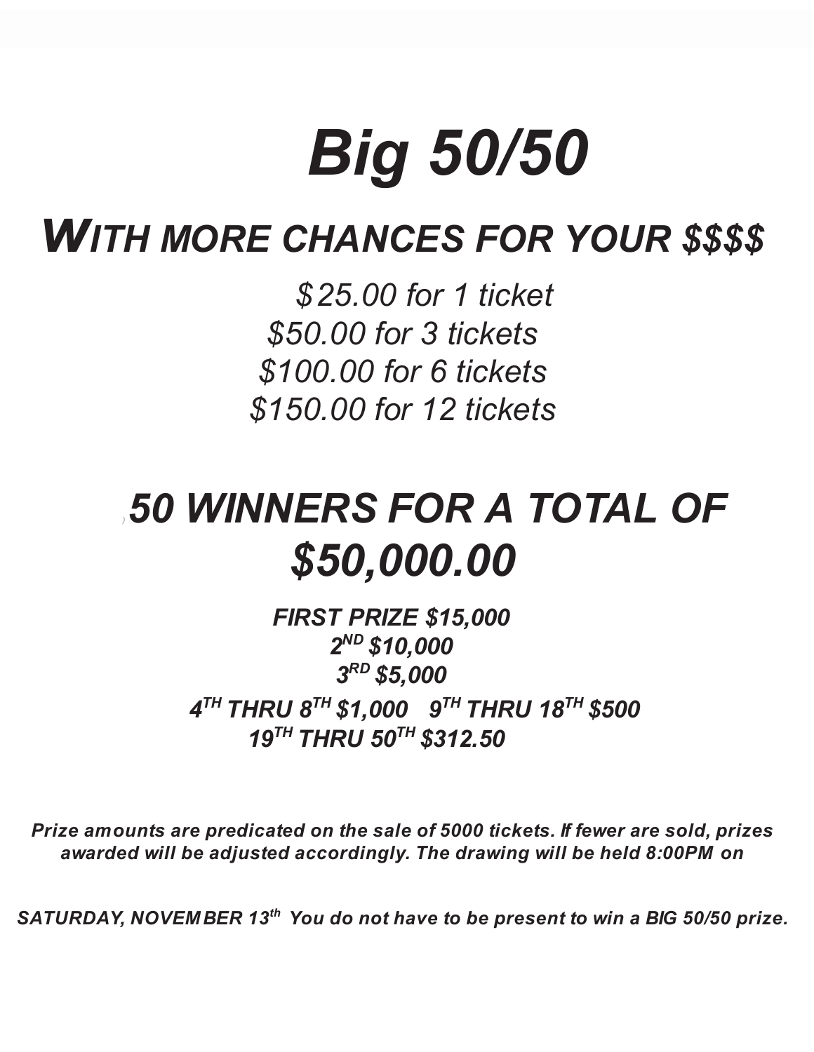# *Big 50/50*

## *WITH MORE CHANCES FOR YOUR $$$$*

*$25.00 for 1 ticket*
*$50.00 for 3 tickets*
*$100.00 for 6 tickets*
*$150.00 for 12 tickets*

## *50 WINNERS FOR A TOTAL OF $50,000.00*

***FIRST PRIZE $15,000***
***2ND $10,000***
***3RD $5,000***
***4TH THRU 8TH $1,000   9TH THRU 18TH $500***
***19TH THRU 50TH $312.50***

***Prize amounts are predicated on the sale of 5000 tickets. If fewer are sold, prizes awarded will be adjusted accordingly. The drawing will be held 8:00PM on***

***SATURDAY, NOVEMBER 13th You do not have to be present to win a BIG 50/50 prize.***